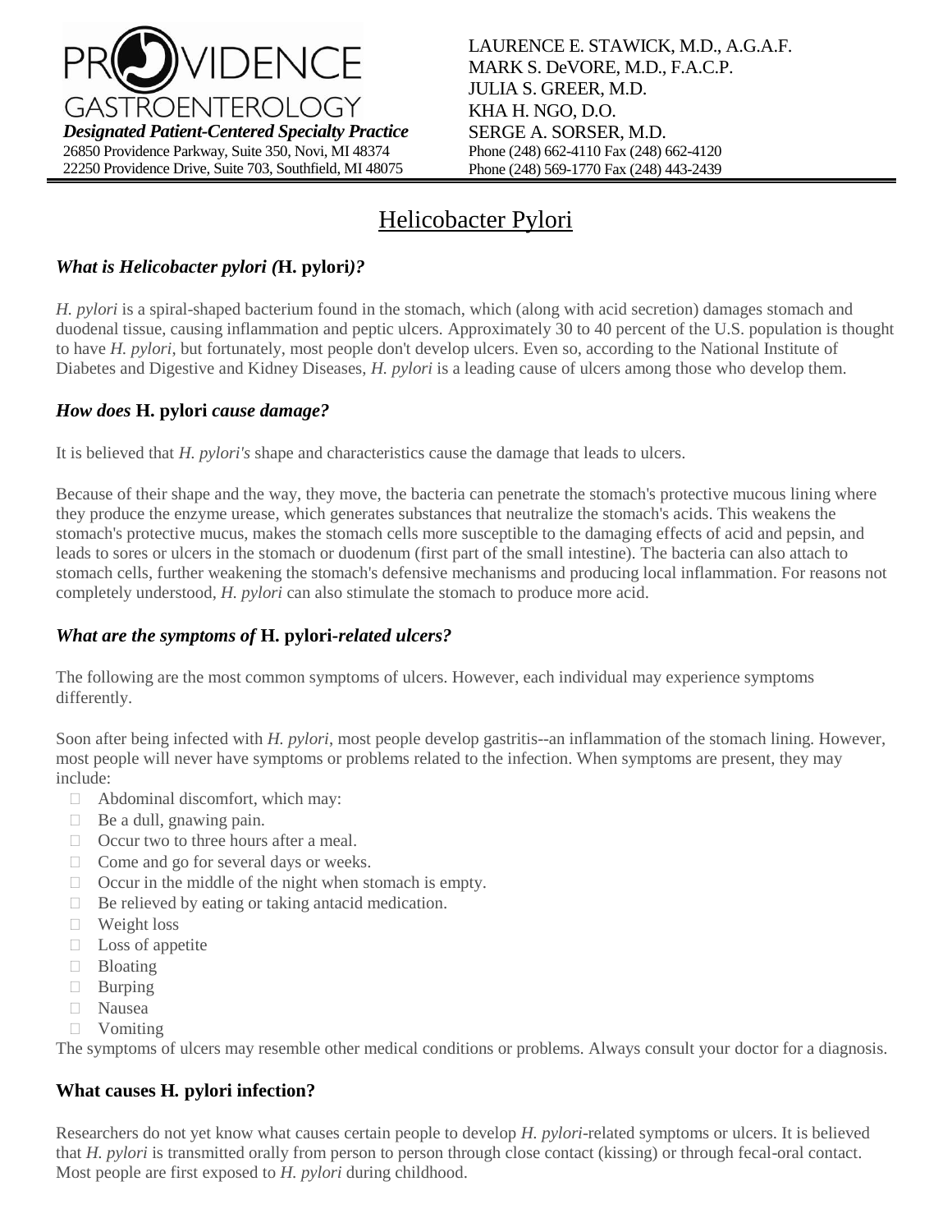PROVIDENCE GASTROENTEROLOGY

***Designated Patient-Centered Specialty Practice***

26850 Providence Parkway, Suite 350, Novi, MI 48374
22250 Providence Drive, Suite 703, Southfield, MI 48075

LAURENCE E. STAWICK, M.D., A.G.A.F.
MARK S. DeVORE, M.D., F.A.C.P.
JULIA S. GREER, M.D.
KHA H. NGO, D.O.
SERGE A. SORSER, M.D.
Phone (248) 662-4110 Fax (248) 662-4120
Phone (248) 569-1770 Fax (248) 443-2439

# Helicobacter Pylori

### *What is Helicobacter pylori (*H. pylori*)?*

*H. pylori* is a spiral-shaped bacterium found in the stomach, which (along with acid secretion) damages stomach and duodenal tissue, causing inflammation and peptic ulcers. Approximately 30 to 40 percent of the U.S. population is thought to have *H. pylori*, but fortunately, most people don't develop ulcers. Even so, according to the National Institute of Diabetes and Digestive and Kidney Diseases, *H. pylori* is a leading cause of ulcers among those who develop them.

### *How does* H. pylori *cause damage?*

It is believed that *H. pylori's* shape and characteristics cause the damage that leads to ulcers.

Because of their shape and the way, they move, the bacteria can penetrate the stomach's protective mucous lining where they produce the enzyme urease, which generates substances that neutralize the stomach's acids. This weakens the stomach's protective mucus, makes the stomach cells more susceptible to the damaging effects of acid and pepsin, and leads to sores or ulcers in the stomach or duodenum (first part of the small intestine). The bacteria can also attach to stomach cells, further weakening the stomach's defensive mechanisms and producing local inflammation. For reasons not completely understood, *H. pylori* can also stimulate the stomach to produce more acid.

### *What are the symptoms of* H. pylori*-related ulcers?*

The following are the most common symptoms of ulcers. However, each individual may experience symptoms differently.

Soon after being infected with *H. pylori*, most people develop gastritis--an inflammation of the stomach lining. However, most people will never have symptoms or problems related to the infection. When symptoms are present, they may include:

- Abdominal discomfort, which may:
- Be a dull, gnawing pain.
- Occur two to three hours after a meal.
- Come and go for several days or weeks.
- Occur in the middle of the night when stomach is empty.
- Be relieved by eating or taking antacid medication.
- Weight loss
- Loss of appetite
- Bloating
- Burping
- Nausea
- Vomiting

The symptoms of ulcers may resemble other medical conditions or problems. Always consult your doctor for a diagnosis.

### What causes H. pylori infection?

Researchers do not yet know what causes certain people to develop *H. pylori*-related symptoms or ulcers. It is believed that *H. pylori* is transmitted orally from person to person through close contact (kissing) or through fecal-oral contact. Most people are first exposed to *H. pylori* during childhood.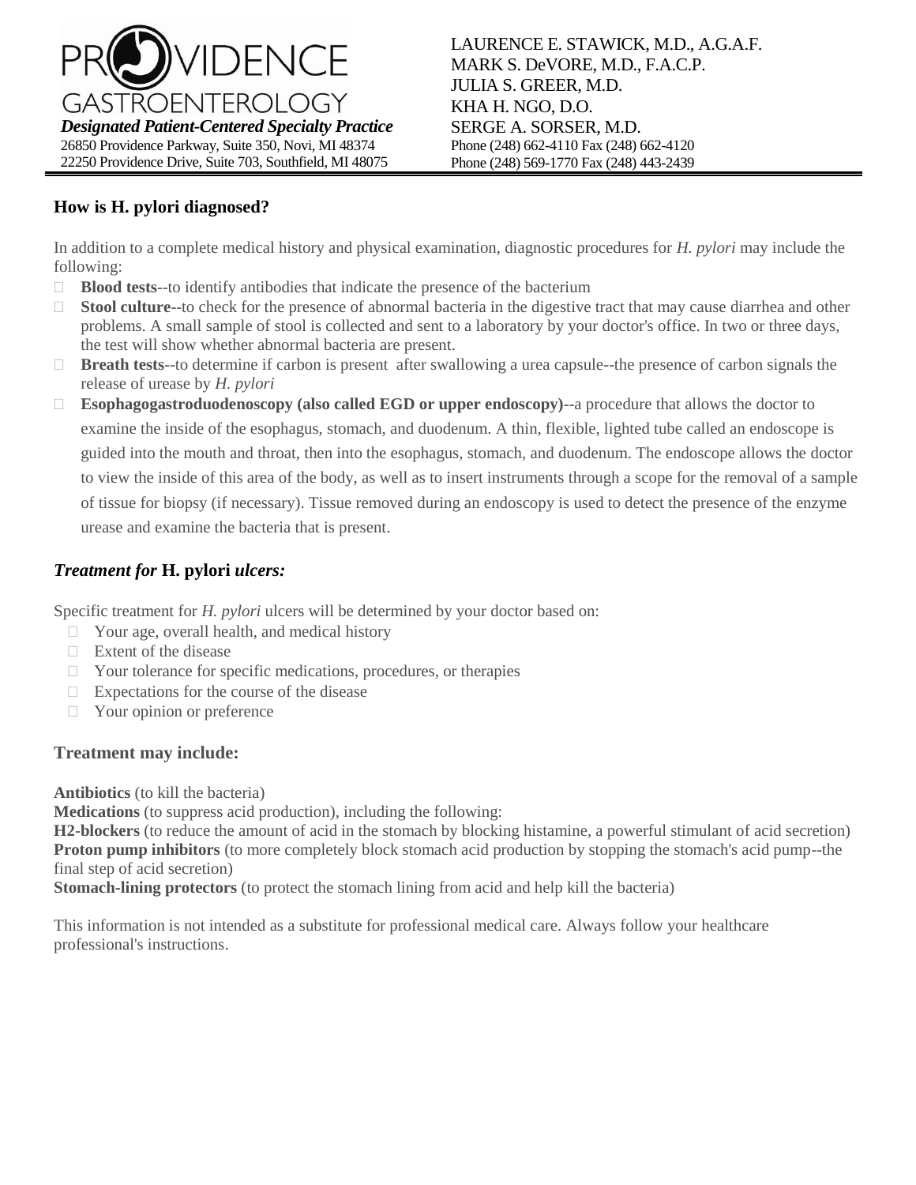PROVIDENCE GASTROENTEROLOGY

*Designated Patient-Centered Specialty Practice*

26850 Providence Parkway, Suite 350, Novi, MI 48374

22250 Providence Drive, Suite 703, Southfield, MI 48075

LAURENCE E. STAWICK, M.D., A.G.A.F.

MARK S. DeVORE, M.D., F.A.C.P.

JULIA S. GREER, M.D.

KHA H. NGO, D.O.

SERGE A. SORSER, M.D.

Phone (248) 662-4110 Fax (248) 662-4120

Phone (248) 569-1770 Fax (248) 443-2439

## How is H. pylori diagnosed?

In addition to a complete medical history and physical examination, diagnostic procedures for *H. pylori* may include the following:

- **Blood tests**--to identify antibodies that indicate the presence of the bacterium
- **Stool culture**--to check for the presence of abnormal bacteria in the digestive tract that may cause diarrhea and other problems. A small sample of stool is collected and sent to a laboratory by your doctor's office. In two or three days, the test will show whether abnormal bacteria are present.
- **Breath tests**--to determine if carbon is present after swallowing a urea capsule--the presence of carbon signals the release of urease by *H. pylori*
- **Esophagogastroduodenoscopy (also called EGD or upper endoscopy)**--a procedure that allows the doctor to examine the inside of the esophagus, stomach, and duodenum. A thin, flexible, lighted tube called an endoscope is guided into the mouth and throat, then into the esophagus, stomach, and duodenum. The endoscope allows the doctor to view the inside of this area of the body, as well as to insert instruments through a scope for the removal of a sample of tissue for biopsy (if necessary). Tissue removed during an endoscopy is used to detect the presence of the enzyme urease and examine the bacteria that is present.

## *Treatment for* H. pylori *ulcers:*

Specific treatment for *H. pylori* ulcers will be determined by your doctor based on:

- Your age, overall health, and medical history
- Extent of the disease
- Your tolerance for specific medications, procedures, or therapies
- Expectations for the course of the disease
- Your opinion or preference

## Treatment may include:

**Antibiotics** (to kill the bacteria)
**Medications** (to suppress acid production), including the following:
**H2-blockers** (to reduce the amount of acid in the stomach by blocking histamine, a powerful stimulant of acid secretion)
**Proton pump inhibitors** (to more completely block stomach acid production by stopping the stomach's acid pump--the final step of acid secretion)
**Stomach-lining protectors** (to protect the stomach lining from acid and help kill the bacteria)

This information is not intended as a substitute for professional medical care. Always follow your healthcare professional's instructions.